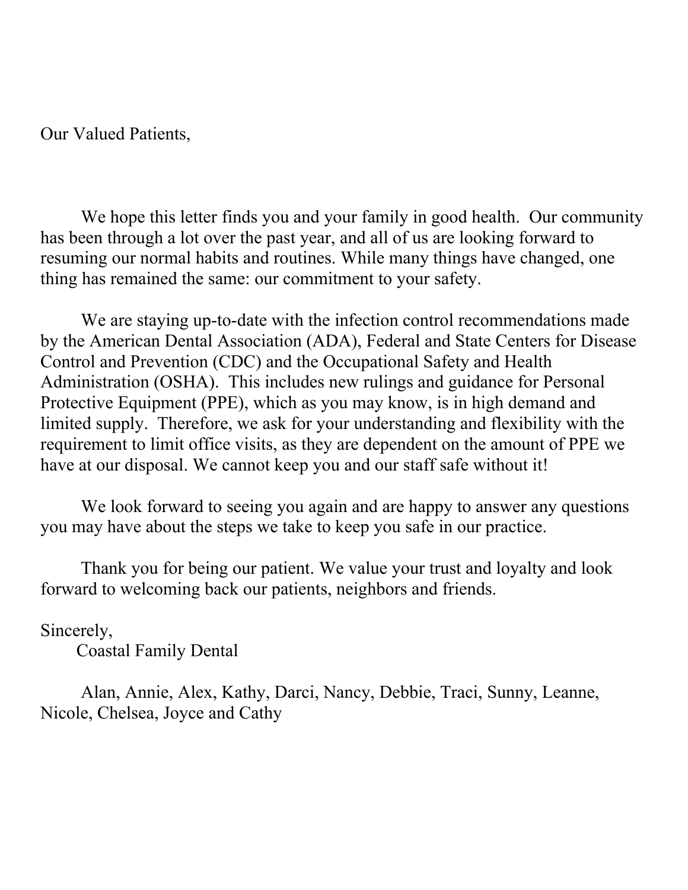Our Valued Patients,

We hope this letter finds you and your family in good health. Our community has been through a lot over the past year, and all of us are looking forward to resuming our normal habits and routines. While many things have changed, one thing has remained the same: our commitment to your safety.

We are staying up-to-date with the infection control recommendations made by the American Dental Association (ADA), Federal and State Centers for Disease Control and Prevention (CDC) and the Occupational Safety and Health Administration (OSHA). This includes new rulings and guidance for Personal Protective Equipment (PPE), which as you may know, is in high demand and limited supply. Therefore, we ask for your understanding and flexibility with the requirement to limit office visits, as they are dependent on the amount of PPE we have at our disposal. We cannot keep you and our staff safe without it!

We look forward to seeing you again and are happy to answer any questions you may have about the steps we take to keep you safe in our practice.

Thank you for being our patient. We value your trust and loyalty and look forward to welcoming back our patients, neighbors and friends.

Sincerely,
Coastal Family Dental

Alan, Annie, Alex, Kathy, Darci, Nancy, Debbie, Traci, Sunny, Leanne, Nicole, Chelsea, Joyce and Cathy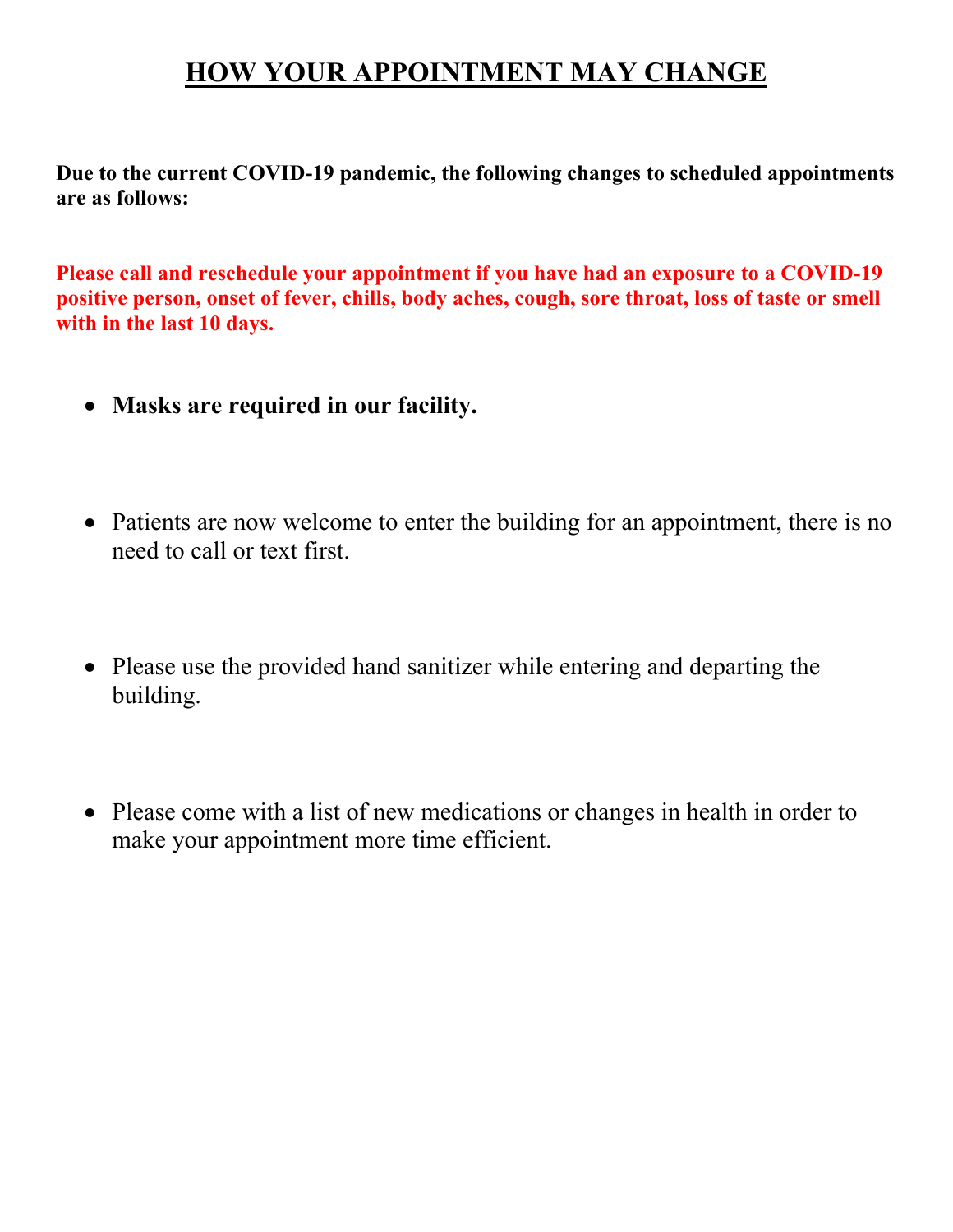# HOW YOUR APPOINTMENT MAY CHANGE

**Due to the current COVID-19 pandemic, the following changes to scheduled appointments are as follows:**

**Please call and reschedule your appointment if you have had an exposure to a COVID-19 positive person, onset of fever, chills, body aches, cough, sore throat, loss of taste or smell with in the last 10 days.**

- **Masks are required in our facility.**

- Patients are now welcome to enter the building for an appointment, there is no need to call or text first.

- Please use the provided hand sanitizer while entering and departing the building.

- Please come with a list of new medications or changes in health in order to make your appointment more time efficient.